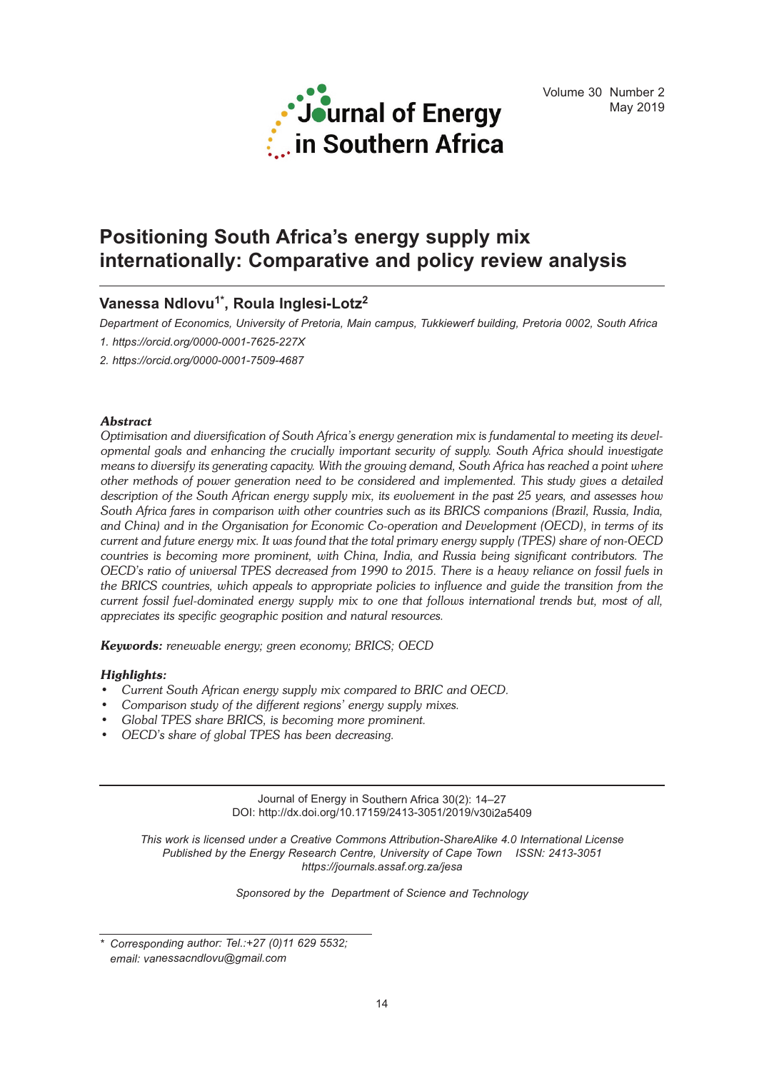# Positioning South Africa's energy supply mix internationally: Comparative and policy review analysis

**Vanessa Ndlovu[1*], Roula Inglesi-Lotz[2]**

*Department of Economics, University of Pretoria, Main campus, Tukkiewerf building, Pretoria 0002, South Africa*

*1. https://orcid.org/0000-0001-7625-227X*

*2. https://orcid.org/0000-0001-7509-4687*

***Abstract***

*Optimisation and diversification of South Africa's energy generation mix is fundamental to meeting its developmental goals and enhancing the crucially important security of supply. South Africa should investigate means to diversify its generating capacity. With the growing demand, South Africa has reached a point where other methods of power generation need to be considered and implemented. This study gives a detailed description of the South African energy supply mix, its evolvement in the past 25 years, and assesses how South Africa fares in comparison with other countries such as its BRICS companions (Brazil, Russia, India, and China) and in the Organisation for Economic Co-operation and Development (OECD), in terms of its current and future energy mix. It was found that the total primary energy supply (TPES) share of non-OECD countries is becoming more prominent, with China, India, and Russia being significant contributors. The OECD's ratio of universal TPES decreased from 1990 to 2015. There is a heavy reliance on fossil fuels in the BRICS countries, which appeals to appropriate policies to influence and guide the transition from the current fossil fuel-dominated energy supply mix to one that follows international trends but, most of all, appreciates its specific geographic position and natural resources.*

***Keywords:*** *renewable energy; green economy; BRICS; OECD*

***Highlights:***

- *Current South African energy supply mix compared to BRIC and OECD.*
- *Comparison study of the different regions' energy supply mixes.*
- *Global TPES share BRICS, is becoming more prominent.*
- *OECD's share of global TPES has been decreasing.*

Journal of Energy in Southern Africa 30(2): 14–27
DOI: http://dx.doi.org/10.17159/2413-3051/2019/v30i2a5409

*This work is licensed under a Creative Commons Attribution-ShareAlike 4.0 International License*
*Published by the Energy Research Centre, University of Cape Town ISSN: 2413-3051*
*https://journals.assaf.org.za/jesa*

*Sponsored by the Department of Science and Technology*

*\* Corresponding author: Tel.:+27 (0)11 629 5532; email: vanessacndlovu@gmail.com*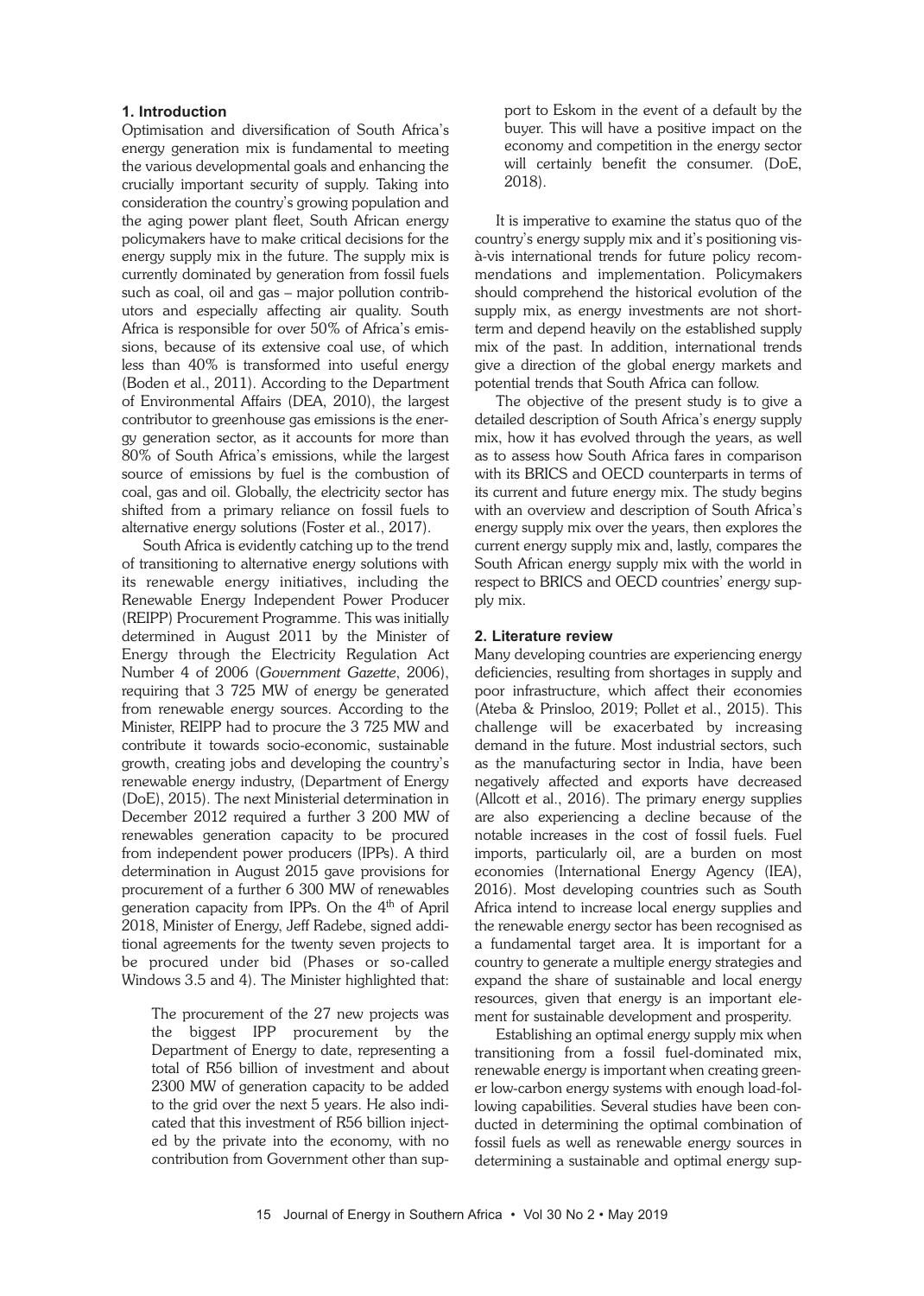## 1. Introduction

Optimisation and diversification of South Africa's energy generation mix is fundamental to meeting the various developmental goals and enhancing the crucially important security of supply. Taking into consideration the country's growing population and the aging power plant fleet, South African energy policymakers have to make critical decisions for the energy supply mix in the future. The supply mix is currently dominated by generation from fossil fuels such as coal, oil and gas – major pollution contributors and especially affecting air quality. South Africa is responsible for over 50% of Africa's emissions, because of its extensive coal use, of which less than 40% is transformed into useful energy (Boden et al., 2011). According to the Department of Environmental Affairs (DEA, 2010), the largest contributor to greenhouse gas emissions is the energy generation sector, as it accounts for more than 80% of South Africa's emissions, while the largest source of emissions by fuel is the combustion of coal, gas and oil. Globally, the electricity sector has shifted from a primary reliance on fossil fuels to alternative energy solutions (Foster et al., 2017).

South Africa is evidently catching up to the trend of transitioning to alternative energy solutions with its renewable energy initiatives, including the Renewable Energy Independent Power Producer (REIPP) Procurement Programme. This was initially determined in August 2011 by the Minister of Energy through the Electricity Regulation Act Number 4 of 2006 (*Government Gazette*, 2006), requiring that 3 725 MW of energy be generated from renewable energy sources. According to the Minister, REIPP had to procure the 3 725 MW and contribute it towards socio-economic, sustainable growth, creating jobs and developing the country's renewable energy industry, (Department of Energy (DoE), 2015). The next Ministerial determination in December 2012 required a further 3 200 MW of renewables generation capacity to be procured from independent power producers (IPPs). A third determination in August 2015 gave provisions for procurement of a further 6 300 MW of renewables generation capacity from IPPs. On the 4th of April 2018, Minister of Energy, Jeff Radebe, signed additional agreements for the twenty seven projects to be procured under bid (Phases or so-called Windows 3.5 and 4). The Minister highlighted that:

> The procurement of the 27 new projects was the biggest IPP procurement by the Department of Energy to date, representing a total of R56 billion of investment and about 2300 MW of generation capacity to be added to the grid over the next 5 years. He also indicated that this investment of R56 billion injected by the private into the economy, with no contribution from Government other than support to Eskom in the event of a default by the buyer. This will have a positive impact on the economy and competition in the energy sector will certainly benefit the consumer. (DoE, 2018).

It is imperative to examine the status quo of the country's energy supply mix and it's positioning vis-à-vis international trends for future policy recommendations and implementation. Policymakers should comprehend the historical evolution of the supply mix, as energy investments are not short-term and depend heavily on the established supply mix of the past. In addition, international trends give a direction of the global energy markets and potential trends that South Africa can follow.

The objective of the present study is to give a detailed description of South Africa's energy supply mix, how it has evolved through the years, as well as to assess how South Africa fares in comparison with its BRICS and OECD counterparts in terms of its current and future energy mix. The study begins with an overview and description of South Africa's energy supply mix over the years, then explores the current energy supply mix and, lastly, compares the South African energy supply mix with the world in respect to BRICS and OECD countries' energy supply mix.

## 2. Literature review

Many developing countries are experiencing energy deficiencies, resulting from shortages in supply and poor infrastructure, which affect their economies (Ateba & Prinsloo, 2019; Pollet et al., 2015). This challenge will be exacerbated by increasing demand in the future. Most industrial sectors, such as the manufacturing sector in India, have been negatively affected and exports have decreased (Allcott et al., 2016). The primary energy supplies are also experiencing a decline because of the notable increases in the cost of fossil fuels. Fuel imports, particularly oil, are a burden on most economies (International Energy Agency (IEA), 2016). Most developing countries such as South Africa intend to increase local energy supplies and the renewable energy sector has been recognised as a fundamental target area. It is important for a country to generate a multiple energy strategies and expand the share of sustainable and local energy resources, given that energy is an important element for sustainable development and prosperity.

Establishing an optimal energy supply mix when transitioning from a fossil fuel-dominated mix, renewable energy is important when creating greener low-carbon energy systems with enough load-following capabilities. Several studies have been conducted in determining the optimal combination of fossil fuels as well as renewable energy sources in determining a sustainable and optimal energy sup-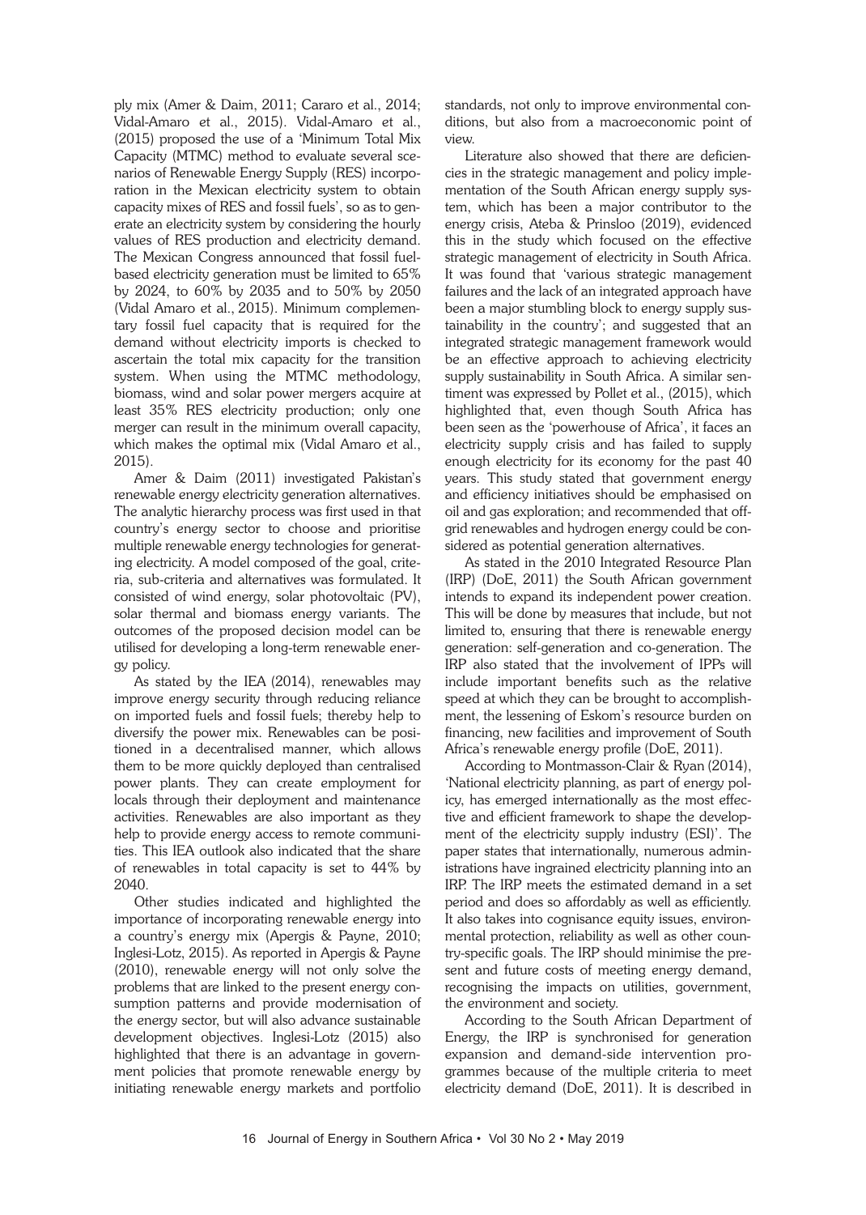ply mix (Amer & Daim, 2011; Cararo et al., 2014; Vidal-Amaro et al., 2015). Vidal-Amaro et al., (2015) proposed the use of a 'Minimum Total Mix Capacity (MTMC) method to evaluate several scenarios of Renewable Energy Supply (RES) incorporation in the Mexican electricity system to obtain capacity mixes of RES and fossil fuels', so as to generate an electricity system by considering the hourly values of RES production and electricity demand. The Mexican Congress announced that fossil fuel-based electricity generation must be limited to 65% by 2024, to 60% by 2035 and to 50% by 2050 (Vidal Amaro et al., 2015). Minimum complementary fossil fuel capacity that is required for the demand without electricity imports is checked to ascertain the total mix capacity for the transition system. When using the MTMC methodology, biomass, wind and solar power mergers acquire at least 35% RES electricity production; only one merger can result in the minimum overall capacity, which makes the optimal mix (Vidal Amaro et al., 2015).

Amer & Daim (2011) investigated Pakistan's renewable energy electricity generation alternatives. The analytic hierarchy process was first used in that country's energy sector to choose and prioritise multiple renewable energy technologies for generating electricity. A model composed of the goal, criteria, sub-criteria and alternatives was formulated. It consisted of wind energy, solar photovoltaic (PV), solar thermal and biomass energy variants. The outcomes of the proposed decision model can be utilised for developing a long-term renewable energy policy.

As stated by the IEA (2014), renewables may improve energy security through reducing reliance on imported fuels and fossil fuels; thereby help to diversify the power mix. Renewables can be positioned in a decentralised manner, which allows them to be more quickly deployed than centralised power plants. They can create employment for locals through their deployment and maintenance activities. Renewables are also important as they help to provide energy access to remote communities. This IEA outlook also indicated that the share of renewables in total capacity is set to 44% by 2040.

Other studies indicated and highlighted the importance of incorporating renewable energy into a country's energy mix (Apergis & Payne, 2010; Inglesi-Lotz, 2015). As reported in Apergis & Payne (2010), renewable energy will not only solve the problems that are linked to the present energy consumption patterns and provide modernisation of the energy sector, but will also advance sustainable development objectives. Inglesi-Lotz (2015) also highlighted that there is an advantage in government policies that promote renewable energy by initiating renewable energy markets and portfolio standards, not only to improve environmental conditions, but also from a macroeconomic point of view.

Literature also showed that there are deficiencies in the strategic management and policy implementation of the South African energy supply system, which has been a major contributor to the energy crisis, Ateba & Prinsloo (2019), evidenced this in the study which focused on the effective strategic management of electricity in South Africa. It was found that 'various strategic management failures and the lack of an integrated approach have been a major stumbling block to energy supply sustainability in the country'; and suggested that an integrated strategic management framework would be an effective approach to achieving electricity supply sustainability in South Africa. A similar sentiment was expressed by Pollet et al., (2015), which highlighted that, even though South Africa has been seen as the 'powerhouse of Africa', it faces an electricity supply crisis and has failed to supply enough electricity for its economy for the past 40 years. This study stated that government energy and efficiency initiatives should be emphasised on oil and gas exploration; and recommended that off-grid renewables and hydrogen energy could be considered as potential generation alternatives.

As stated in the 2010 Integrated Resource Plan (IRP) (DoE, 2011) the South African government intends to expand its independent power creation. This will be done by measures that include, but not limited to, ensuring that there is renewable energy generation: self-generation and co-generation. The IRP also stated that the involvement of IPPs will include important benefits such as the relative speed at which they can be brought to accomplishment, the lessening of Eskom's resource burden on financing, new facilities and improvement of South Africa's renewable energy profile (DoE, 2011).

According to Montmasson-Clair & Ryan (2014), 'National electricity planning, as part of energy policy, has emerged internationally as the most effective and efficient framework to shape the development of the electricity supply industry (ESI)'. The paper states that internationally, numerous administrations have ingrained electricity planning into an IRP. The IRP meets the estimated demand in a set period and does so affordably as well as efficiently. It also takes into cognisance equity issues, environmental protection, reliability as well as other country-specific goals. The IRP should minimise the present and future costs of meeting energy demand, recognising the impacts on utilities, government, the environment and society.

According to the South African Department of Energy, the IRP is synchronised for generation expansion and demand-side intervention programmes because of the multiple criteria to meet electricity demand (DoE, 2011). It is described in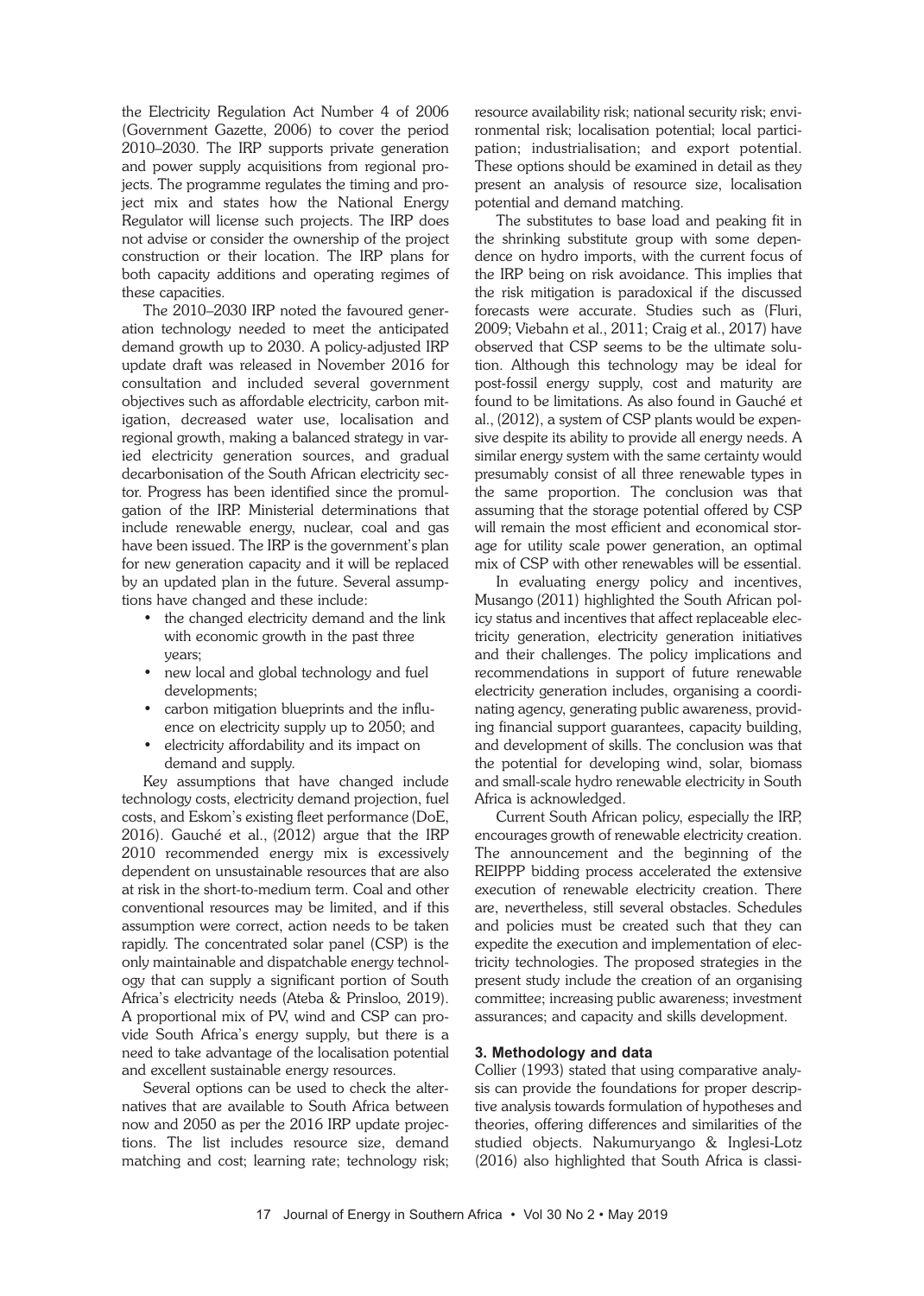the Electricity Regulation Act Number 4 of 2006 (Government Gazette, 2006) to cover the period 2010–2030. The IRP supports private generation and power supply acquisitions from regional projects. The programme regulates the timing and project mix and states how the National Energy Regulator will license such projects. The IRP does not advise or consider the ownership of the project construction or their location. The IRP plans for both capacity additions and operating regimes of these capacities.

The 2010–2030 IRP noted the favoured generation technology needed to meet the anticipated demand growth up to 2030. A policy-adjusted IRP update draft was released in November 2016 for consultation and included several government objectives such as affordable electricity, carbon mitigation, decreased water use, localisation and regional growth, making a balanced strategy in varied electricity generation sources, and gradual decarbonisation of the South African electricity sector. Progress has been identified since the promulgation of the IRP. Ministerial determinations that include renewable energy, nuclear, coal and gas have been issued. The IRP is the government's plan for new generation capacity and it will be replaced by an updated plan in the future. Several assumptions have changed and these include:

- the changed electricity demand and the link with economic growth in the past three years;
- new local and global technology and fuel developments;
- carbon mitigation blueprints and the influence on electricity supply up to 2050; and
- electricity affordability and its impact on demand and supply.

Key assumptions that have changed include technology costs, electricity demand projection, fuel costs, and Eskom's existing fleet performance (DoE, 2016). Gauché et al., (2012) argue that the IRP 2010 recommended energy mix is excessively dependent on unsustainable resources that are also at risk in the short-to-medium term. Coal and other conventional resources may be limited, and if this assumption were correct, action needs to be taken rapidly. The concentrated solar panel (CSP) is the only maintainable and dispatchable energy technology that can supply a significant portion of South Africa's electricity needs (Ateba & Prinsloo, 2019). A proportional mix of PV, wind and CSP can provide South Africa's energy supply, but there is a need to take advantage of the localisation potential and excellent sustainable energy resources.

Several options can be used to check the alternatives that are available to South Africa between now and 2050 as per the 2016 IRP update projections. The list includes resource size, demand matching and cost; learning rate; technology risk; resource availability risk; national security risk; environmental risk; localisation potential; local participation; industrialisation; and export potential. These options should be examined in detail as they present an analysis of resource size, localisation potential and demand matching.

The substitutes to base load and peaking fit in the shrinking substitute group with some dependence on hydro imports, with the current focus of the IRP being on risk avoidance. This implies that the risk mitigation is paradoxical if the discussed forecasts were accurate. Studies such as (Fluri, 2009; Viebahn et al., 2011; Craig et al., 2017) have observed that CSP seems to be the ultimate solution. Although this technology may be ideal for post-fossil energy supply, cost and maturity are found to be limitations. As also found in Gauché et al., (2012), a system of CSP plants would be expensive despite its ability to provide all energy needs. A similar energy system with the same certainty would presumably consist of all three renewable types in the same proportion. The conclusion was that assuming that the storage potential offered by CSP will remain the most efficient and economical storage for utility scale power generation, an optimal mix of CSP with other renewables will be essential.

In evaluating energy policy and incentives, Musango (2011) highlighted the South African policy status and incentives that affect replaceable electricity generation, electricity generation initiatives and their challenges. The policy implications and recommendations in support of future renewable electricity generation includes, organising a coordinating agency, generating public awareness, providing financial support guarantees, capacity building, and development of skills. The conclusion was that the potential for developing wind, solar, biomass and small-scale hydro renewable electricity in South Africa is acknowledged.

Current South African policy, especially the IRP, encourages growth of renewable electricity creation. The announcement and the beginning of the REIPPP bidding process accelerated the extensive execution of renewable electricity creation. There are, nevertheless, still several obstacles. Schedules and policies must be created such that they can expedite the execution and implementation of electricity technologies. The proposed strategies in the present study include the creation of an organising committee; increasing public awareness; investment assurances; and capacity and skills development.

## 3. Methodology and data

Collier (1993) stated that using comparative analysis can provide the foundations for proper descriptive analysis towards formulation of hypotheses and theories, offering differences and similarities of the studied objects. Nakumuryango & Inglesi-Lotz (2016) also highlighted that South Africa is classi-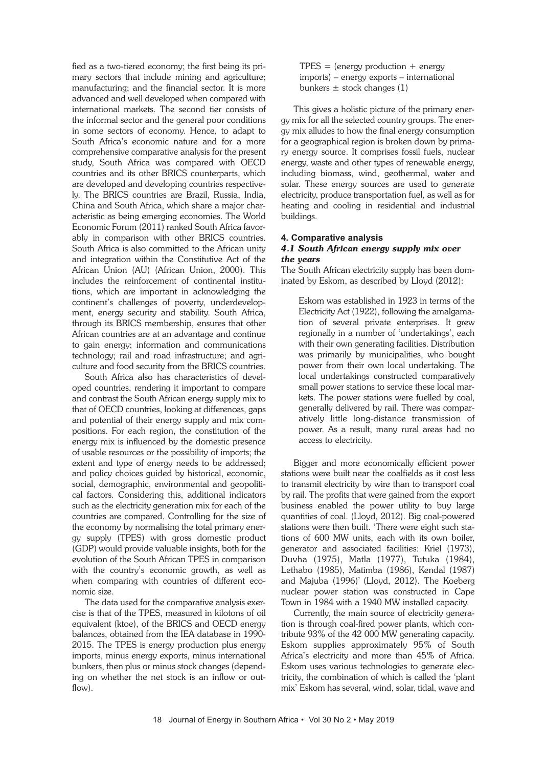fied as a two-tiered economy; the first being its primary sectors that include mining and agriculture; manufacturing; and the financial sector. It is more advanced and well developed when compared with international markets. The second tier consists of the informal sector and the general poor conditions in some sectors of economy. Hence, to adapt to South Africa's economic nature and for a more comprehensive comparative analysis for the present study, South Africa was compared with OECD countries and its other BRICS counterparts, which are developed and developing countries respectively. The BRICS countries are Brazil, Russia, India, China and South Africa, which share a major characteristic as being emerging economies. The World Economic Forum (2011) ranked South Africa favorably in comparison with other BRICS countries. South Africa is also committed to the African unity and integration within the Constitutive Act of the African Union (AU) (African Union, 2000). This includes the reinforcement of continental institutions, which are important in acknowledging the continent's challenges of poverty, underdevelopment, energy security and stability. South Africa, through its BRICS membership, ensures that other African countries are at an advantage and continue to gain energy; information and communications technology; rail and road infrastructure; and agriculture and food security from the BRICS countries.

South Africa also has characteristics of developed countries, rendering it important to compare and contrast the South African energy supply mix to that of OECD countries, looking at differences, gaps and potential of their energy supply and mix compositions. For each region, the constitution of the energy mix is influenced by the domestic presence of usable resources or the possibility of imports; the extent and type of energy needs to be addressed; and policy choices guided by historical, economic, social, demographic, environmental and geopolitical factors. Considering this, additional indicators such as the electricity generation mix for each of the countries are compared. Controlling for the size of the economy by normalising the total primary energy supply (TPES) with gross domestic product (GDP) would provide valuable insights, both for the evolution of the South African TPES in comparison with the country's economic growth, as well as when comparing with countries of different economic size.

The data used for the comparative analysis exercise is that of the TPES, measured in kilotons of oil equivalent (ktoe), of the BRICS and OECD energy balances, obtained from the IEA database in 1990-2015. The TPES is energy production plus energy imports, minus energy exports, minus international bunkers, then plus or minus stock changes (depending on whether the net stock is an inflow or outflow).

$$\text{TPES} = (\text{energy production} + \text{energy imports}) - \text{energy exports} - \text{international bunkers} \pm \text{stock changes} \quad (1)$$

This gives a holistic picture of the primary energy mix for all the selected country groups. The energy mix alludes to how the final energy consumption for a geographical region is broken down by primary energy source. It comprises fossil fuels, nuclear energy, waste and other types of renewable energy, including biomass, wind, geothermal, water and solar. These energy sources are used to generate electricity, produce transportation fuel, as well as for heating and cooling in residential and industrial buildings.

## 4. Comparative analysis

### *4.1 South African energy supply mix over the years*

The South African electricity supply has been dominated by Eskom, as described by Lloyd (2012):

> Eskom was established in 1923 in terms of the Electricity Act (1922), following the amalgamation of several private enterprises. It grew regionally in a number of 'undertakings', each with their own generating facilities. Distribution was primarily by municipalities, who bought power from their own local undertaking. The local undertakings constructed comparatively small power stations to service these local markets. The power stations were fuelled by coal, generally delivered by rail. There was comparatively little long-distance transmission of power. As a result, many rural areas had no access to electricity.

Bigger and more economically efficient power stations were built near the coalfields as it cost less to transmit electricity by wire than to transport coal by rail. The profits that were gained from the export business enabled the power utility to buy large quantities of coal. (Lloyd, 2012). Big coal-powered stations were then built. 'There were eight such stations of 600 MW units, each with its own boiler, generator and associated facilities: Kriel (1973), Duvha (1975), Matla (1977), Tutuka (1984), Lethabo (1985), Matimba (1986), Kendal (1987) and Majuba (1996)' (Lloyd, 2012). The Koeberg nuclear power station was constructed in Cape Town in 1984 with a 1940 MW installed capacity.

Currently, the main source of electricity generation is through coal-fired power plants, which contribute 93% of the 42 000 MW generating capacity. Eskom supplies approximately 95% of South Africa's electricity and more than 45% of Africa. Eskom uses various technologies to generate electricity, the combination of which is called the 'plant mix' Eskom has several, wind, solar, tidal, wave and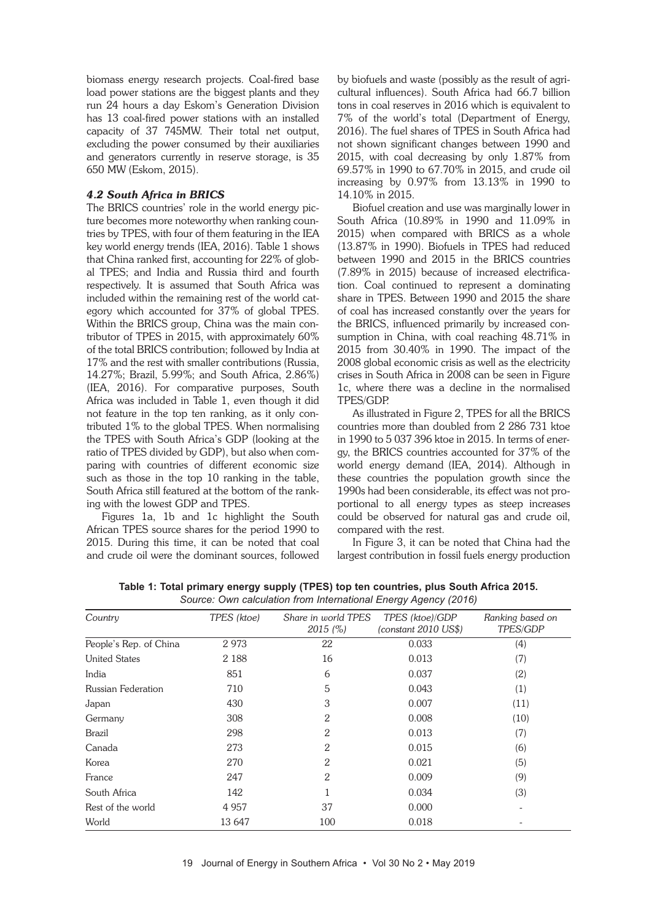biomass energy research projects. Coal-fired base load power stations are the biggest plants and they run 24 hours a day Eskom's Generation Division has 13 coal-fired power stations with an installed capacity of 37 745MW. Their total net output, excluding the power consumed by their auxiliaries and generators currently in reserve storage, is 35 650 MW (Eskom, 2015).

### *4.2 South Africa in BRICS*

The BRICS countries' role in the world energy picture becomes more noteworthy when ranking countries by TPES, with four of them featuring in the IEA key world energy trends (IEA, 2016). Table 1 shows that China ranked first, accounting for 22% of global TPES; and India and Russia third and fourth respectively. It is assumed that South Africa was included within the remaining rest of the world category which accounted for 37% of global TPES. Within the BRICS group, China was the main contributor of TPES in 2015, with approximately 60% of the total BRICS contribution; followed by India at 17% and the rest with smaller contributions (Russia, 14.27%; Brazil, 5.99%; and South Africa, 2.86%) (IEA, 2016). For comparative purposes, South Africa was included in Table 1, even though it did not feature in the top ten ranking, as it only contributed 1% to the global TPES. When normalising the TPES with South Africa's GDP (looking at the ratio of TPES divided by GDP), but also when comparing with countries of different economic size such as those in the top 10 ranking in the table, South Africa still featured at the bottom of the ranking with the lowest GDP and TPES.

Figures 1a, 1b and 1c highlight the South African TPES source shares for the period 1990 to 2015. During this time, it can be noted that coal and crude oil were the dominant sources, followed by biofuels and waste (possibly as the result of agricultural influences). South Africa had 66.7 billion tons in coal reserves in 2016 which is equivalent to 7% of the world's total (Department of Energy, 2016). The fuel shares of TPES in South Africa had not shown significant changes between 1990 and 2015, with coal decreasing by only 1.87% from 69.57% in 1990 to 67.70% in 2015, and crude oil increasing by 0.97% from 13.13% in 1990 to 14.10% in 2015.

Biofuel creation and use was marginally lower in South Africa (10.89% in 1990 and 11.09% in 2015) when compared with BRICS as a whole (13.87% in 1990). Biofuels in TPES had reduced between 1990 and 2015 in the BRICS countries (7.89% in 2015) because of increased electrification. Coal continued to represent a dominating share in TPES. Between 1990 and 2015 the share of coal has increased constantly over the years for the BRICS, influenced primarily by increased consumption in China, with coal reaching 48.71% in 2015 from 30.40% in 1990. The impact of the 2008 global economic crisis as well as the electricity crises in South Africa in 2008 can be seen in Figure 1c, where there was a decline in the normalised TPES/GDP.

As illustrated in Figure 2, TPES for all the BRICS countries more than doubled from 2 286 731 ktoe in 1990 to 5 037 396 ktoe in 2015. In terms of energy, the BRICS countries accounted for 37% of the world energy demand (IEA, 2014). Although in these countries the population growth since the 1990s had been considerable, its effect was not proportional to all energy types as steep increases could be observed for natural gas and crude oil, compared with the rest.

In Figure 3, it can be noted that China had the largest contribution in fossil fuels energy production

**Table 1: Total primary energy supply (TPES) top ten countries, plus South Africa 2015.**
*Source: Own calculation from International Energy Agency (2016)*

| *Country* | *TPES (ktoe)* | *Share in world TPES 2015 (%)* | *TPES (ktoe)/GDP (constant 2010 US$)* | *Ranking based on TPES/GDP* |
|---|---|---|---|---|
| People's Rep. of China | 2 973 | 22 | 0.033 | (4) |
| United States | 2 188 | 16 | 0.013 | (7) |
| India | 851 | 6 | 0.037 | (2) |
| Russian Federation | 710 | 5 | 0.043 | (1) |
| Japan | 430 | 3 | 0.007 | (11) |
| Germany | 308 | 2 | 0.008 | (10) |
| Brazil | 298 | 2 | 0.013 | (7) |
| Canada | 273 | 2 | 0.015 | (6) |
| Korea | 270 | 2 | 0.021 | (5) |
| France | 247 | 2 | 0.009 | (9) |
| South Africa | 142 | 1 | 0.034 | (3) |
| Rest of the world | 4 957 | 37 | 0.000 | - |
| World | 13 647 | 100 | 0.018 | - |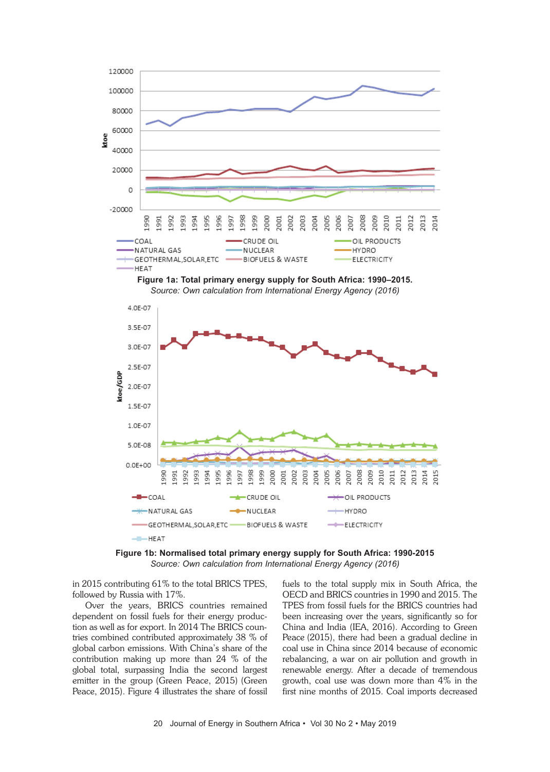**Figure 1a: Total primary energy supply for South Africa: 1990–2015.**
*Source: Own calculation from International Energy Agency (2016)*

**Figure 1b: Normalised total primary energy supply for South Africa: 1990-2015**
*Source: Own calculation from International Energy Agency (2016)*

in 2015 contributing 61% to the total BRICS TPES, followed by Russia with 17%.

Over the years, BRICS countries remained dependent on fossil fuels for their energy production as well as for export. In 2014 The BRICS countries combined contributed approximately 38 % of global carbon emissions. With China's share of the contribution making up more than 24 % of the global total, surpassing India the second largest emitter in the group (Green Peace, 2015) (Green Peace, 2015). Figure 4 illustrates the share of fossil fuels to the total supply mix in South Africa, the OECD and BRICS countries in 1990 and 2015. The TPES from fossil fuels for the BRICS countries had been increasing over the years, significantly so for China and India (IEA, 2016). According to Green Peace (2015), there had been a gradual decline in coal use in China since 2014 because of economic rebalancing, a war on air pollution and growth in renewable energy. After a decade of tremendous growth, coal use was down more than 4% in the first nine months of 2015. Coal imports decreased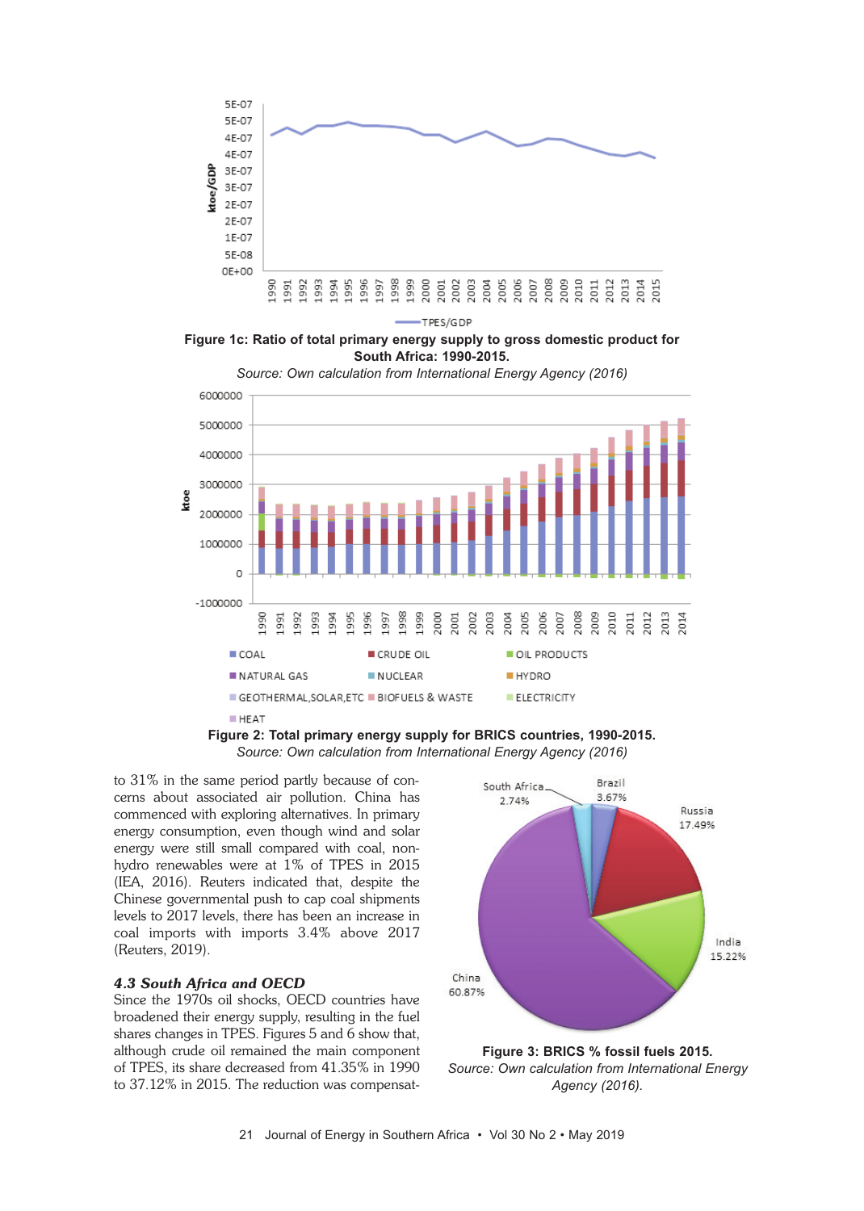Figure 1c: Ratio of total primary energy supply to gross domestic product for South Africa: 1990-2015.

*Source: Own calculation from International Energy Agency (2016)*

**Figure 2: Total primary energy supply for BRICS countries, 1990-2015.**

*Source: Own calculation from International Energy Agency (2016)*

to 31% in the same period partly because of concerns about associated air pollution. China has commenced with exploring alternatives. In primary energy consumption, even though wind and solar energy were still small compared with coal, non-hydro renewables were at 1% of TPES in 2015 (IEA, 2016). Reuters indicated that, despite the Chinese governmental push to cap coal shipments levels to 2017 levels, there has been an increase in coal imports with imports 3.4% above 2017 (Reuters, 2019).

### *4.3 South Africa and OECD*

Since the 1970s oil shocks, OECD countries have broadened their energy supply, resulting in the fuel shares changes in TPES. Figures 5 and 6 show that, although crude oil remained the main component of TPES, its share decreased from 41.35% in 1990 to 37.12% in 2015. The reduction was compensat-

**Figure 3: BRICS % fossil fuels 2015.**

*Source: Own calculation from International Energy Agency (2016).*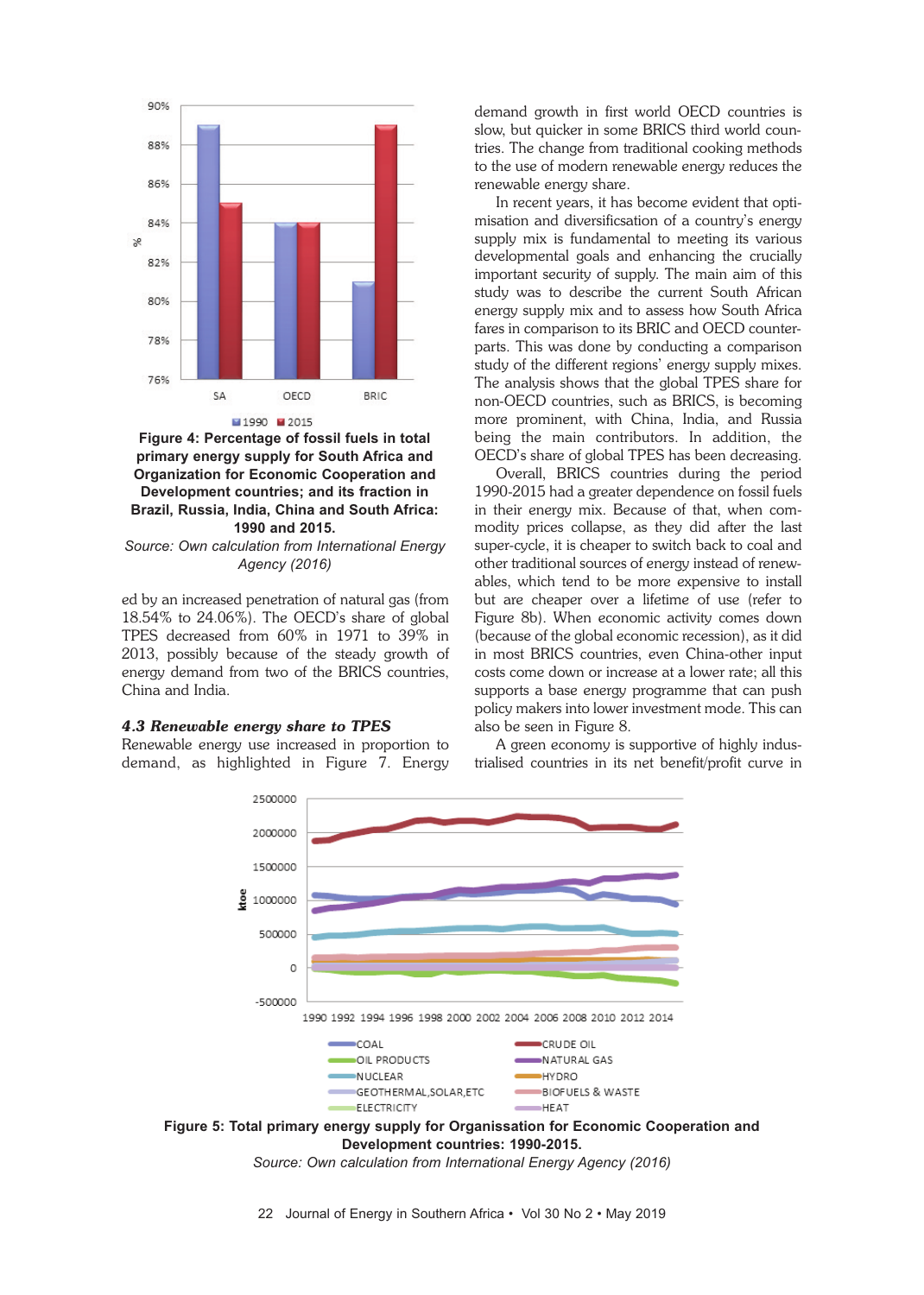**Figure 4: Percentage of fossil fuels in total primary energy supply for South Africa and Organization for Economic Cooperation and Development countries; and its fraction in Brazil, Russia, India, China and South Africa: 1990 and 2015.**

*Source: Own calculation from International Energy Agency (2016)*

ed by an increased penetration of natural gas (from 18.54% to 24.06%). The OECD's share of global TPES decreased from 60% in 1971 to 39% in 2013, possibly because of the steady growth of energy demand from two of the BRICS countries, China and India.

### *4.3 Renewable energy share to TPES*

Renewable energy use increased in proportion to demand, as highlighted in Figure 7. Energy demand growth in first world OECD countries is slow, but quicker in some BRICS third world countries. The change from traditional cooking methods to the use of modern renewable energy reduces the renewable energy share.

In recent years, it has become evident that optimisation and diversificsation of a country's energy supply mix is fundamental to meeting its various developmental goals and enhancing the crucially important security of supply. The main aim of this study was to describe the current South African energy supply mix and to assess how South Africa fares in comparison to its BRIC and OECD counterparts. This was done by conducting a comparison study of the different regions' energy supply mixes. The analysis shows that the global TPES share for non-OECD countries, such as BRICS, is becoming more prominent, with China, India, and Russia being the main contributors. In addition, the OECD's share of global TPES has been decreasing.

Overall, BRICS countries during the period 1990-2015 had a greater dependence on fossil fuels in their energy mix. Because of that, when commodity prices collapse, as they did after the last super-cycle, it is cheaper to switch back to coal and other traditional sources of energy instead of renewables, which tend to be more expensive to install but are cheaper over a lifetime of use (refer to Figure 8b). When economic activity comes down (because of the global economic recession), as it did in most BRICS countries, even China-other input costs come down or increase at a lower rate; all this supports a base energy programme that can push policy makers into lower investment mode. This can also be seen in Figure 8.

A green economy is supportive of highly industrialised countries in its net benefit/profit curve in

**Figure 5: Total primary energy supply for Organissation for Economic Cooperation and Development countries: 1990-2015.**

*Source: Own calculation from International Energy Agency (2016)*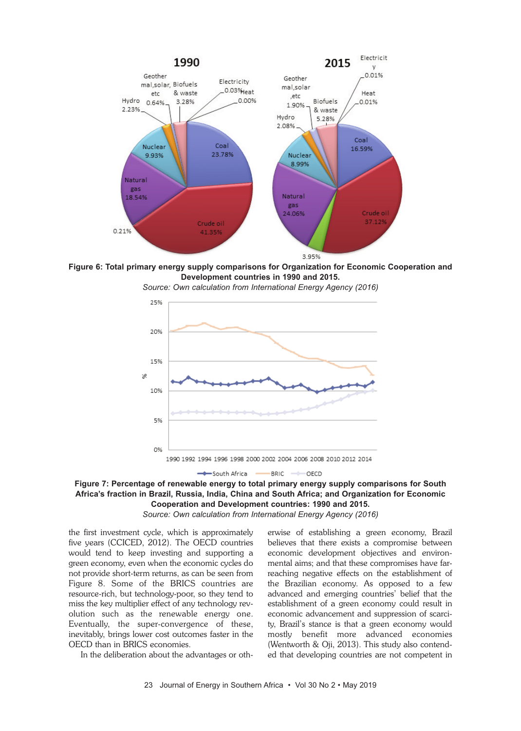**Figure 6: Total primary energy supply comparisons for Organization for Economic Cooperation and Development countries in 1990 and 2015.**

*Source: Own calculation from International Energy Agency (2016)*

**Figure 7: Percentage of renewable energy to total primary energy supply comparisons for South Africa's fraction in Brazil, Russia, India, China and South Africa; and Organization for Economic Cooperation and Development countries: 1990 and 2015.**

*Source: Own calculation from International Energy Agency (2016)*

the first investment cycle, which is approximately five years (CCICED, 2012). The OECD countries would tend to keep investing and supporting a green economy, even when the economic cycles do not provide short-term returns, as can be seen from Figure 8. Some of the BRICS countries are resource-rich, but technology-poor, so they tend to miss the key multiplier effect of any technology revolution such as the renewable energy one. Eventually, the super-convergence of these, inevitably, brings lower cost outcomes faster in the OECD than in BRICS economies.

In the deliberation about the advantages or otherwise of establishing a green economy, Brazil believes that there exists a compromise between economic development objectives and environmental aims; and that these compromises have far-reaching negative effects on the establishment of the Brazilian economy. As opposed to a few advanced and emerging countries' belief that the establishment of a green economy could result in economic advancement and suppression of scarcity, Brazil's stance is that a green economy would mostly benefit more advanced economies (Wentworth & Oji, 2013). This study also contended that developing countries are not competent in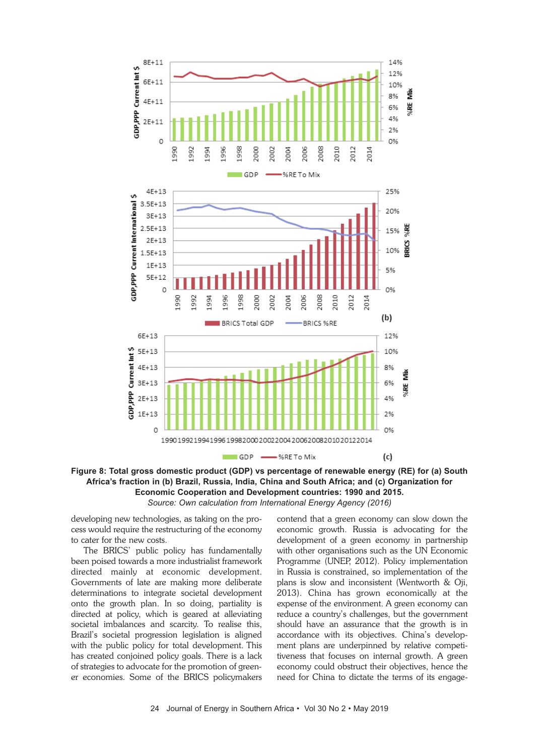**Figure 8: Total gross domestic product (GDP) vs percentage of renewable energy (RE) for (a) South Africa's fraction in (b) Brazil, Russia, India, China and South Africa; and (c) Organization for Economic Cooperation and Development countries: 1990 and 2015.**
*Source: Own calculation from International Energy Agency (2016)*

developing new technologies, as taking on the process would require the restructuring of the economy to cater for the new costs.

The BRICS' public policy has fundamentally been poised towards a more industrialist framework directed mainly at economic development. Governments of late are making more deliberate determinations to integrate societal development onto the growth plan. In so doing, partiality is directed at policy, which is geared at alleviating societal imbalances and scarcity. To realise this, Brazil's societal progression legislation is aligned with the public policy for total development. This has created conjoined policy goals. There is a lack of strategies to advocate for the promotion of greener economies. Some of the BRICS policymakers contend that a green economy can slow down the economic growth. Russia is advocating for the development of a green economy in partnership with other organisations such as the UN Economic Programme (UNEP, 2012). Policy implementation in Russia is constrained, so implementation of the plans is slow and inconsistent (Wentworth & Oji, 2013). China has grown economically at the expense of the environment. A green economy can reduce a country's challenges, but the government should have an assurance that the growth is in accordance with its objectives. China's development plans are underpinned by relative competitiveness that focuses on internal growth. A green economy could obstruct their objectives, hence the need for China to dictate the terms of its engage-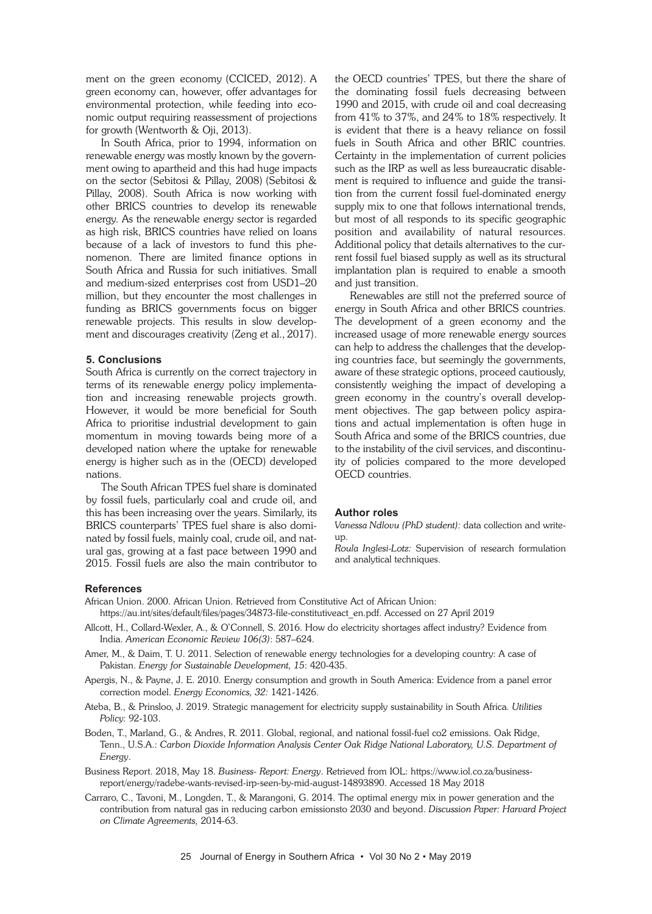ment on the green economy (CCICED, 2012). A green economy can, however, offer advantages for environmental protection, while feeding into economic output requiring reassessment of projections for growth (Wentworth & Oji, 2013).

In South Africa, prior to 1994, information on renewable energy was mostly known by the government owing to apartheid and this had huge impacts on the sector (Sebitosi & Pillay, 2008) (Sebitosi & Pillay, 2008). South Africa is now working with other BRICS countries to develop its renewable energy. As the renewable energy sector is regarded as high risk, BRICS countries have relied on loans because of a lack of investors to fund this phenomenon. There are limited finance options in South Africa and Russia for such initiatives. Small and medium-sized enterprises cost from USD1–20 million, but they encounter the most challenges in funding as BRICS governments focus on bigger renewable projects. This results in slow development and discourages creativity (Zeng et al., 2017).

## 5. Conclusions

South Africa is currently on the correct trajectory in terms of its renewable energy policy implementation and increasing renewable projects growth. However, it would be more beneficial for South Africa to prioritise industrial development to gain momentum in moving towards being more of a developed nation where the uptake for renewable energy is higher such as in the (OECD) developed nations.

The South African TPES fuel share is dominated by fossil fuels, particularly coal and crude oil, and this has been increasing over the years. Similarly, its BRICS counterparts' TPES fuel share is also dominated by fossil fuels, mainly coal, crude oil, and natural gas, growing at a fast pace between 1990 and 2015. Fossil fuels are also the main contributor to the OECD countries' TPES, but there the share of the dominating fossil fuels decreasing between 1990 and 2015, with crude oil and coal decreasing from 41% to 37%, and 24% to 18% respectively. It is evident that there is a heavy reliance on fossil fuels in South Africa and other BRIC countries. Certainty in the implementation of current policies such as the IRP as well as less bureaucratic disablement is required to influence and guide the transition from the current fossil fuel-dominated energy supply mix to one that follows international trends, but most of all responds to its specific geographic position and availability of natural resources. Additional policy that details alternatives to the current fossil fuel biased supply as well as its structural implantation plan is required to enable a smooth and just transition.

Renewables are still not the preferred source of energy in South Africa and other BRICS countries. The development of a green economy and the increased usage of more renewable energy sources can help to address the challenges that the developing countries face, but seemingly the governments, aware of these strategic options, proceed cautiously, consistently weighing the impact of developing a green economy in the country's overall development objectives. The gap between policy aspirations and actual implementation is often huge in South Africa and some of the BRICS countries, due to the instability of the civil services, and discontinuity of policies compared to the more developed OECD countries.

## Author roles

*Vanessa Ndlovu (PhD student):* data collection and write-up.

*Roula Inglesi-Lotz:* Supervision of research formulation and analytical techniques.

## References

African Union. 2000. African Union. Retrieved from Constitutive Act of African Union: https://au.int/sites/default/files/pages/34873-file-constitutiveact_en.pdf. Accessed on 27 April 2019

Allcott, H., Collard-Wexler, A., & O'Connell, S. 2016. How do electricity shortages affect industry? Evidence from India. *American Economic Review 106(3)*: 587–624.

Amer, M., & Daim, T. U. 2011. Selection of renewable energy technologies for a developing country: A case of Pakistan. *Energy for Sustainable Development, 15*: 420-435.

Apergis, N., & Payne, J. E. 2010. Energy consumption and growth in South America: Evidence from a panel error correction model. *Energy Economics, 32:* 1421-1426.

Ateba, B., & Prinsloo, J. 2019. Strategic management for electricity supply sustainability in South Africa. *Utilities Policy:* 92-103.

Boden, T., Marland, G., & Andres, R. 2011. Global, regional, and national fossil-fuel co2 emissions. Oak Ridge, Tenn., U.S.A.: *Carbon Dioxide Information Analysis Center Oak Ridge National Laboratory, U.S. Department of Energy*.

Business Report. 2018, May 18. *Business- Report: Energy*. Retrieved from IOL: https://www.iol.co.za/business-report/energy/radebe-wants-revised-irp-seen-by-mid-august-14893890. Accessed 18 May 2018

Carraro, C., Tavoni, M., Longden, T., & Marangoni, G. 2014. The optimal energy mix in power generation and the contribution from natural gas in reducing carbon emissionsto 2030 and beyond. *Discussion Paper: Harvard Project on Climate Agreements,* 2014-63.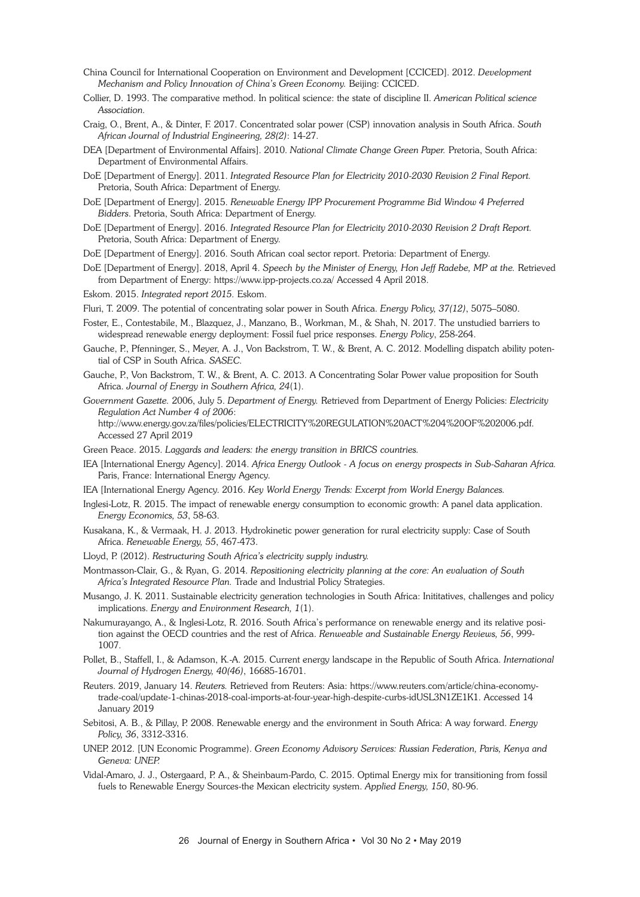China Council for International Cooperation on Environment and Development [CCICED]. 2012. *Development Mechanism and Policy Innovation of China's Green Economy.* Beijing: CCICED.

Collier, D. 1993. The comparative method. In political science: the state of discipline II. *American Political science Association.*

Craig, O., Brent, A., & Dinter, F. 2017. Concentrated solar power (CSP) innovation analysis in South Africa. *South African Journal of Industrial Engineering, 28(2)*: 14-27.

DEA [Department of Environmental Affairs]. 2010. *National Climate Change Green Paper.* Pretoria, South Africa: Department of Environmental Affairs.

DoE [Department of Energy]. 2011. *Integrated Resource Plan for Electricity 2010-2030 Revision 2 Final Report.* Pretoria, South Africa: Department of Energy.

DoE [Department of Energy]. 2015. *Renewable Energy IPP Procurement Programme Bid Window 4 Preferred Bidders*. Pretoria, South Africa: Department of Energy.

DoE [Department of Energy]. 2016. *Integrated Resource Plan for Electricity 2010-2030 Revision 2 Draft Report.* Pretoria, South Africa: Department of Energy.

DoE [Department of Energy]. 2016. South African coal sector report. Pretoria: Department of Energy.

DoE [Department of Energy]. 2018, April 4. *Speech by the Minister of Energy, Hon Jeff Radebe, MP at the.* Retrieved from Department of Energy: https://www.ipp-projects.co.za/ Accessed 4 April 2018.

Eskom. 2015. *Integrated report 2015.* Eskom.

Fluri, T. 2009. The potential of concentrating solar power in South Africa. *Energy Policy, 37(12)*, 5075–5080.

Foster, E., Contestabile, M., Blazquez, J., Manzano, B., Workman, M., & Shah, N. 2017. The unstudied barriers to widespread renewable energy deployment: Fossil fuel price responses. *Energy Policy*, 258-264.

Gauche, P., Pfenninger, S., Meyer, A. J., Von Backstrom, T. W., & Brent, A. C. 2012. Modelling dispatch ability potential of CSP in South Africa. *SASEC.*

Gauche, P., Von Backstrom, T. W., & Brent, A. C. 2013. A Concentrating Solar Power value proposition for South Africa. *Journal of Energy in Southern Africa, 24*(1).

*Government Gazette.* 2006, July 5. *Department of Energy.* Retrieved from Department of Energy Policies: *Electricity Regulation Act Number 4 of 2006*: http://www.energy.gov.za/files/policies/ELECTRICITY%20REGULATION%20ACT%204%20OF%202006.pdf. Accessed 27 April 2019

Green Peace. 2015. *Laggards and leaders: the energy transition in BRICS countries.*

IEA [International Energy Agency]. 2014. *Africa Energy Outlook - A focus on energy prospects in Sub-Saharan Africa.* Paris, France: International Energy Agency.

IEA [International Energy Agency. 2016. *Key World Energy Trends: Excerpt from World Energy Balances.*

Inglesi-Lotz, R. 2015. The impact of renewable energy consumption to economic growth: A panel data application. *Energy Economics, 53*, 58-63.

Kusakana, K., & Vermaak, H. J. 2013. Hydrokinetic power generation for rural electricity supply: Case of South Africa. *Renewable Energy, 55*, 467-473.

Lloyd, P. (2012). *Restructuring South Africa's electricity supply industry.*

Montmasson-Clair, G., & Ryan, G. 2014. *Repositioning electricity planning at the core: An evaluation of South Africa's Integrated Resource Plan.* Trade and Industrial Policy Strategies.

Musango, J. K. 2011. Sustainable electricity generation technologies in South Africa: Inititatives, challenges and policy implications. *Energy and Environment Research, 1*(1).

Nakumurayango, A., & Inglesi-Lotz, R. 2016. South Africa's performance on renewable energy and its relative position against the OECD countries and the rest of Africa. *Renweable and Sustainable Energy Reviews, 56*, 999-1007.

Pollet, B., Staffell, I., & Adamson, K.-A. 2015. Current energy landscape in the Republic of South Africa. *International Journal of Hydrogen Energy, 40(46)*, 16685-16701.

Reuters. 2019, January 14. *Reuters.* Retrieved from Reuters: Asia: https://www.reuters.com/article/china-economy-trade-coal/update-1-chinas-2018-coal-imports-at-four-year-high-despite-curbs-idUSL3N1ZE1K1. Accessed 14 January 2019

Sebitosi, A. B., & Pillay, P. 2008. Renewable energy and the environment in South Africa: A way forward. *Energy Policy, 36*, 3312-3316.

UNEP. 2012. [UN Economic Programme). *Green Economy Advisory Services: Russian Federation, Paris, Kenya and Geneva: UNEP.*

Vidal-Amaro, J. J., Ostergaard, P. A., & Sheinbaum-Pardo, C. 2015. Optimal Energy mix for transitioning from fossil fuels to Renewable Energy Sources-the Mexican electricity system. *Applied Energy, 150*, 80-96.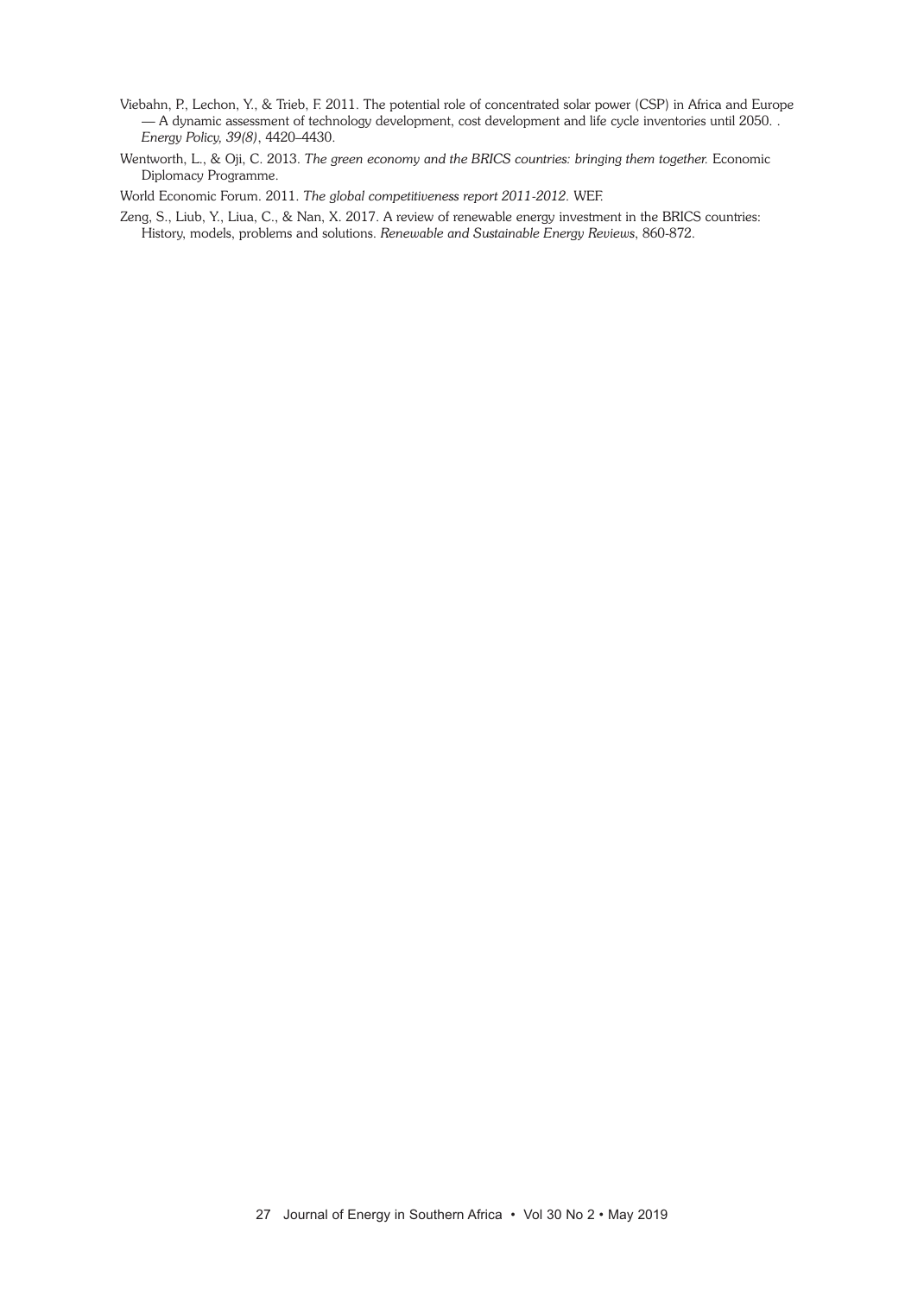Viebahn, P., Lechon, Y., & Trieb, F. 2011. The potential role of concentrated solar power (CSP) in Africa and Europe — A dynamic assessment of technology development, cost development and life cycle inventories until 2050. . *Energy Policy, 39(8)*, 4420–4430.

Wentworth, L., & Oji, C. 2013. *The green economy and the BRICS countries: bringing them together.* Economic Diplomacy Programme.

World Economic Forum. 2011. *The global competitiveness report 2011-2012*. WEF.

Zeng, S., Liub, Y., Liua, C., & Nan, X. 2017. A review of renewable energy investment in the BRICS countries: History, models, problems and solutions. *Renewable and Sustainable Energy Reviews*, 860-872.